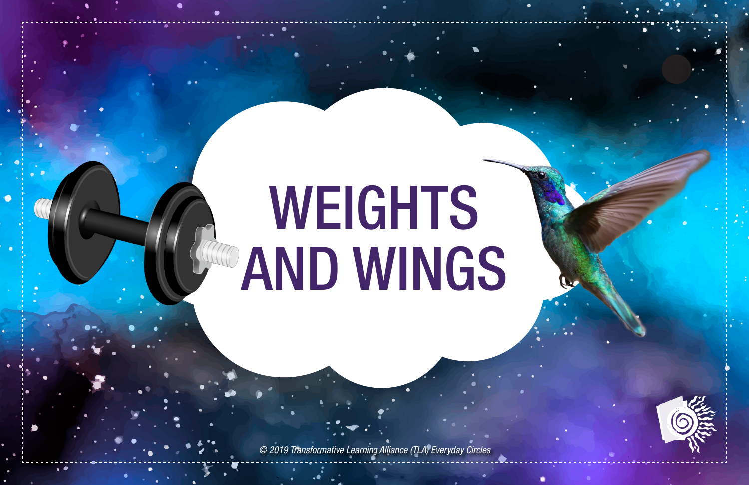# WEIGHTS AND WINGS

© 2019 Transformative Learning Alliance (TLA) Everyday Circles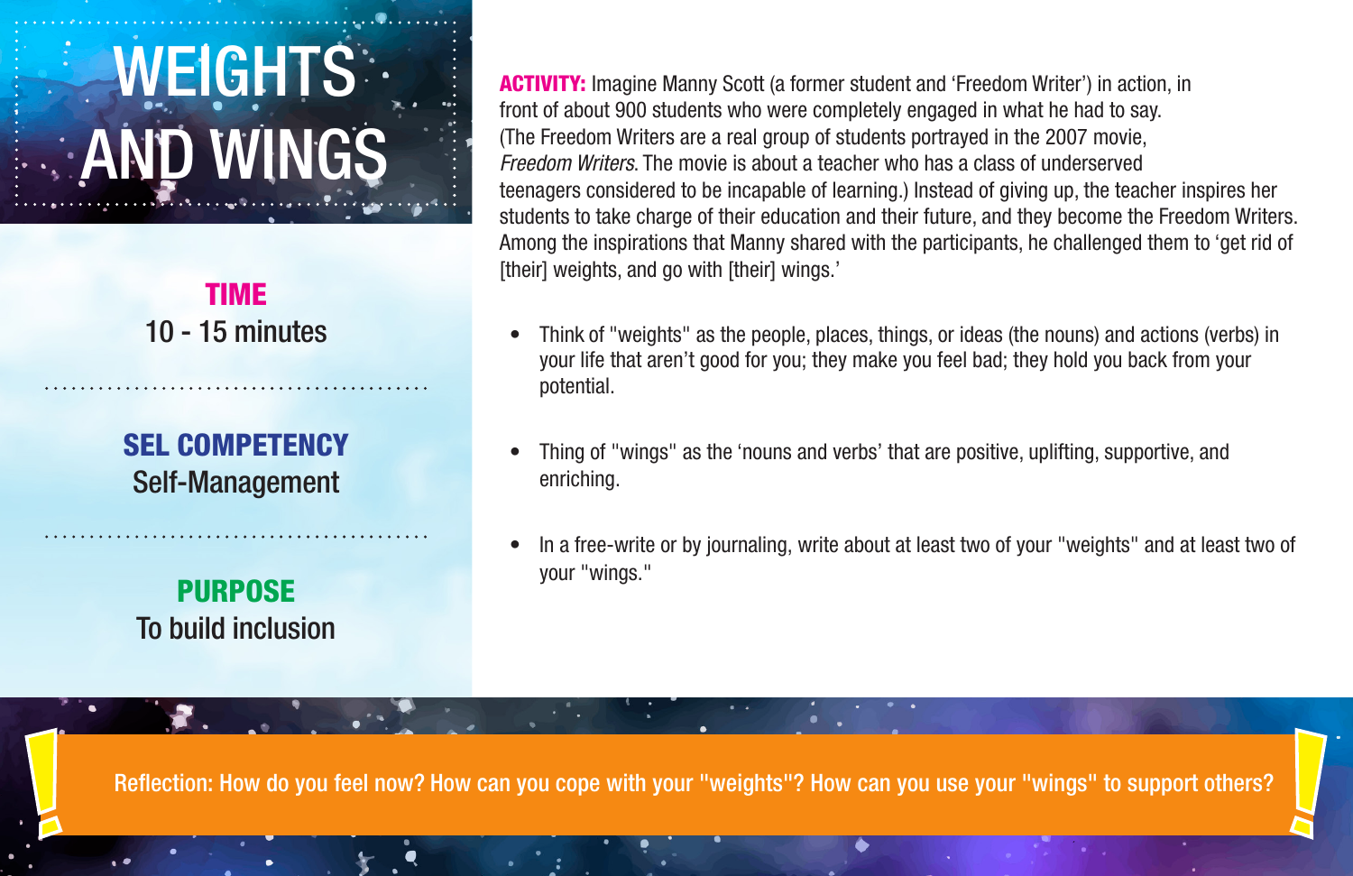# WEIGHTS AND WINGS

**TIME**
10 - 15 minutes

**SEL COMPETENCY**
Self-Management

**PURPOSE**
To build inclusion

**ACTIVITY:** Imagine Manny Scott (a former student and 'Freedom Writer') in action, in front of about 900 students who were completely engaged in what he had to say. (The Freedom Writers are a real group of students portrayed in the 2007 movie, *Freedom Writers*. The movie is about a teacher who has a class of underserved teenagers considered to be incapable of learning.) Instead of giving up, the teacher inspires her students to take charge of their education and their future, and they become the Freedom Writers. Among the inspirations that Manny shared with the participants, he challenged them to 'get rid of [their] weights, and go with [their] wings.'

- Think of "weights" as the people, places, things, or ideas (the nouns) and actions (verbs) in your life that aren't good for you; they make you feel bad; they hold you back from your potential.
- Thing of "wings" as the 'nouns and verbs' that are positive, uplifting, supportive, and enriching.
- In a free-write or by journaling, write about at least two of your "weights" and at least two of your "wings."

Reflection: How do you feel now? How can you cope with your "weights"? How can you use your "wings" to support others?